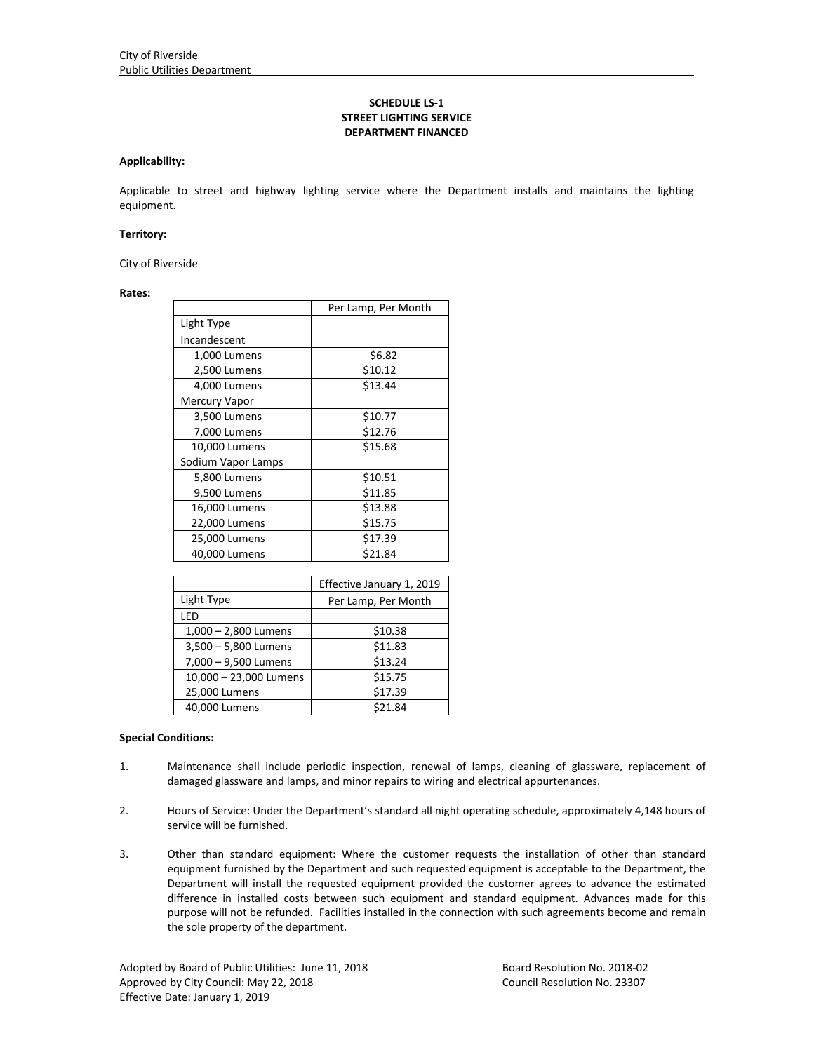City of Riverside
Public Utilities Department

**SCHEDULE LS-1**
**STREET LIGHTING SERVICE**
**DEPARTMENT FINANCED**

**Applicability:**

Applicable to street and highway lighting service where the Department installs and maintains the lighting equipment.

**Territory:**

City of Riverside

**Rates:**

| | Per Lamp, Per Month |
|---|---|
| Light Type | |
| Incandescent | |
| 1,000 Lumens | $6.82 |
| 2,500 Lumens | $10.12 |
| 4,000 Lumens | $13.44 |
| Mercury Vapor | |
| 3,500 Lumens | $10.77 |
| 7,000 Lumens | $12.76 |
| 10,000 Lumens | $15.68 |
| Sodium Vapor Lamps | |
| 5,800 Lumens | $10.51 |
| 9,500 Lumens | $11.85 |
| 16,000 Lumens | $13.88 |
| 22,000 Lumens | $15.75 |
| 25,000 Lumens | $17.39 |
| 40,000 Lumens | $21.84 |

| | Effective January 1, 2019 |
|---|---|
| Light Type | Per Lamp, Per Month |
| LED | |
| 1,000 – 2,800 Lumens | $10.38 |
| 3,500 – 5,800 Lumens | $11.83 |
| 7,000 – 9,500 Lumens | $13.24 |
| 10,000 – 23,000 Lumens | $15.75 |
| 25,000 Lumens | $17.39 |
| 40,000 Lumens | $21.84 |

**Special Conditions:**

1. Maintenance shall include periodic inspection, renewal of lamps, cleaning of glassware, replacement of damaged glassware and lamps, and minor repairs to wiring and electrical appurtenances.

2. Hours of Service: Under the Department's standard all night operating schedule, approximately 4,148 hours of service will be furnished.

3. Other than standard equipment: Where the customer requests the installation of other than standard equipment furnished by the Department and such requested equipment is acceptable to the Department, the Department will install the requested equipment provided the customer agrees to advance the estimated difference in installed costs between such equipment and standard equipment. Advances made for this purpose will not be refunded. Facilities installed in the connection with such agreements become and remain the sole property of the department.

Adopted by Board of Public Utilities: June 11, 2018 — Board Resolution No. 2018-02
Approved by City Council: May 22, 2018 — Council Resolution No. 23307
Effective Date: January 1, 2019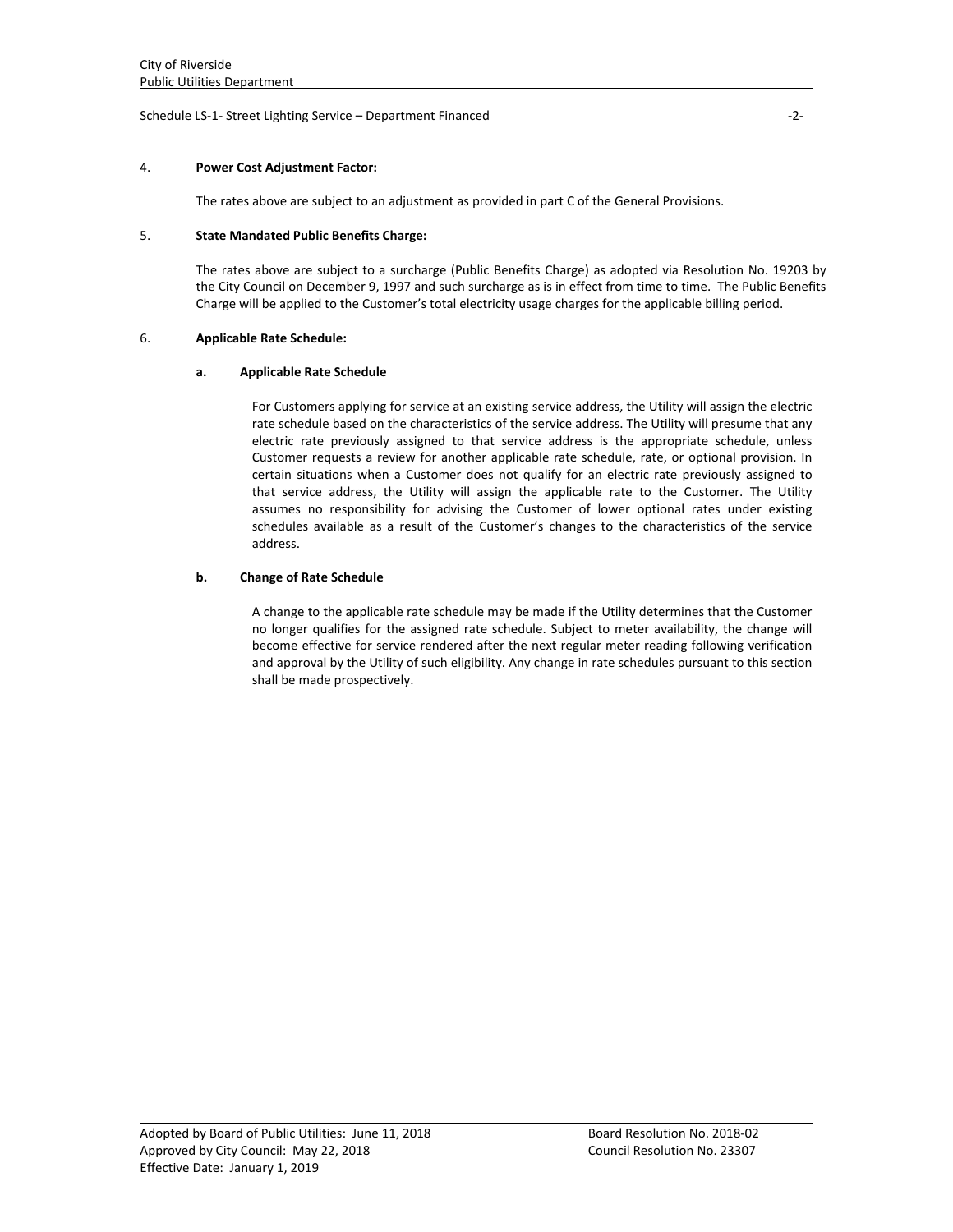4. **Power Cost Adjustment Factor:**

   The rates above are subject to an adjustment as provided in part C of the General Provisions.

5. **State Mandated Public Benefits Charge:**

   The rates above are subject to a surcharge (Public Benefits Charge) as adopted via Resolution No. 19203 by the City Council on December 9, 1997 and such surcharge as is in effect from time to time. The Public Benefits Charge will be applied to the Customer's total electricity usage charges for the applicable billing period.

6. **Applicable Rate Schedule:**

   a. **Applicable Rate Schedule**

      For Customers applying for service at an existing service address, the Utility will assign the electric rate schedule based on the characteristics of the service address. The Utility will presume that any electric rate previously assigned to that service address is the appropriate schedule, unless Customer requests a review for another applicable rate schedule, rate, or optional provision. In certain situations when a Customer does not qualify for an electric rate previously assigned to that service address, the Utility will assign the applicable rate to the Customer. The Utility assumes no responsibility for advising the Customer of lower optional rates under existing schedules available as a result of the Customer's changes to the characteristics of the service address.

   b. **Change of Rate Schedule**

      A change to the applicable rate schedule may be made if the Utility determines that the Customer no longer qualifies for the assigned rate schedule. Subject to meter availability, the change will become effective for service rendered after the next regular meter reading following verification and approval by the Utility of such eligibility. Any change in rate schedules pursuant to this section shall be made prospectively.

Adopted by Board of Public Utilities: June 11, 2018 — Board Resolution No. 2018-02
Approved by City Council: May 22, 2018 — Council Resolution No. 23307
Effective Date: January 1, 2019